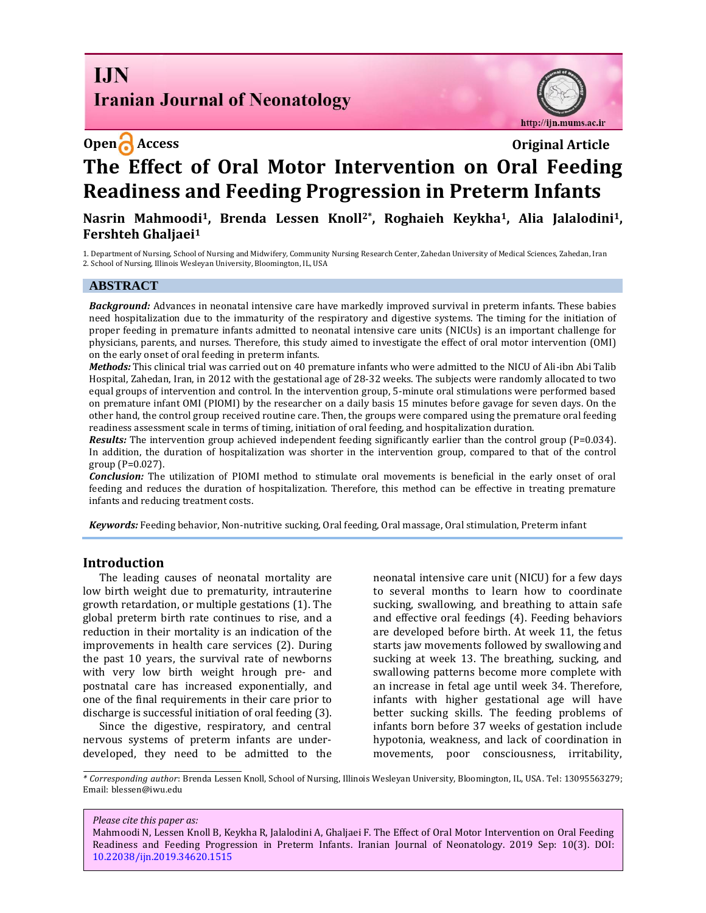Open Access

Original Article

# The Effect of Oral Motor Intervention on Oral Feeding Readiness and Feeding Progression in Preterm Infants

**Nasrin Mahmoodi[1], Brenda Lessen Knoll[2*], Roghaieh Keykha[1], Alia Jalalodini[1], Fershteh Ghaljaei[1]**

1. Department of Nursing, School of Nursing and Midwifery, Community Nursing Research Center, Zahedan University of Medical Sciences, Zahedan, Iran
2. School of Nursing, Illinois Wesleyan University, Bloomington, IL, USA

## ABSTRACT

***Background:*** Advances in neonatal intensive care have markedly improved survival in preterm infants. These babies need hospitalization due to the immaturity of the respiratory and digestive systems. The timing for the initiation of proper feeding in premature infants admitted to neonatal intensive care units (NICUs) is an important challenge for physicians, parents, and nurses. Therefore, this study aimed to investigate the effect of oral motor intervention (OMI) on the early onset of oral feeding in preterm infants.

***Methods:*** This clinical trial was carried out on 40 premature infants who were admitted to the NICU of Ali-ibn Abi Talib Hospital, Zahedan, Iran, in 2012 with the gestational age of 28-32 weeks. The subjects were randomly allocated to two equal groups of intervention and control. In the intervention group, 5-minute oral stimulations were performed based on premature infant OMI (PIOMI) by the researcher on a daily basis 15 minutes before gavage for seven days. On the other hand, the control group received routine care. Then, the groups were compared using the premature oral feeding readiness assessment scale in terms of timing, initiation of oral feeding, and hospitalization duration.

***Results:*** The intervention group achieved independent feeding significantly earlier than the control group (P=0.034). In addition, the duration of hospitalization was shorter in the intervention group, compared to that of the control group (P=0.027).

***Conclusion:*** The utilization of PIOMI method to stimulate oral movements is beneficial in the early onset of oral feeding and reduces the duration of hospitalization. Therefore, this method can be effective in treating premature infants and reducing treatment costs.

***Keywords:*** Feeding behavior, Non-nutritive sucking, Oral feeding, Oral massage, Oral stimulation, Preterm infant

## Introduction

The leading causes of neonatal mortality are low birth weight due to prematurity, intrauterine growth retardation, or multiple gestations (1). The global preterm birth rate continues to rise, and a reduction in their mortality is an indication of the improvements in health care services (2). During the past 10 years, the survival rate of newborns with very low birth weight hrough pre- and postnatal care has increased exponentially, and one of the final requirements in their care prior to discharge is successful initiation of oral feeding (3).

Since the digestive, respiratory, and central nervous systems of preterm infants are under-developed, they need to be admitted to the neonatal intensive care unit (NICU) for a few days to several months to learn how to coordinate sucking, swallowing, and breathing to attain safe and effective oral feedings (4). Feeding behaviors are developed before birth. At week 11, the fetus starts jaw movements followed by swallowing and sucking at week 13. The breathing, sucking, and swallowing patterns become more complete with an increase in fetal age until week 34. Therefore, infants with higher gestational age will have better sucking skills. The feeding problems of infants born before 37 weeks of gestation include hypotonia, weakness, and lack of coordination in movements, poor consciousness, irritability,

*\* Corresponding author*: Brenda Lessen Knoll, School of Nursing, Illinois Wesleyan University, Bloomington, IL, USA. Tel: 13095563279; Email: blessen@iwu.edu

*Please cite this paper as:*
Mahmoodi N, Lessen Knoll B, Keykha R, Jalalodini A, Ghaljaei F. The Effect of Oral Motor Intervention on Oral Feeding Readiness and Feeding Progression in Preterm Infants. Iranian Journal of Neonatology. 2019 Sep: 10(3). DOI: 10.22038/ijn.2019.34620.1515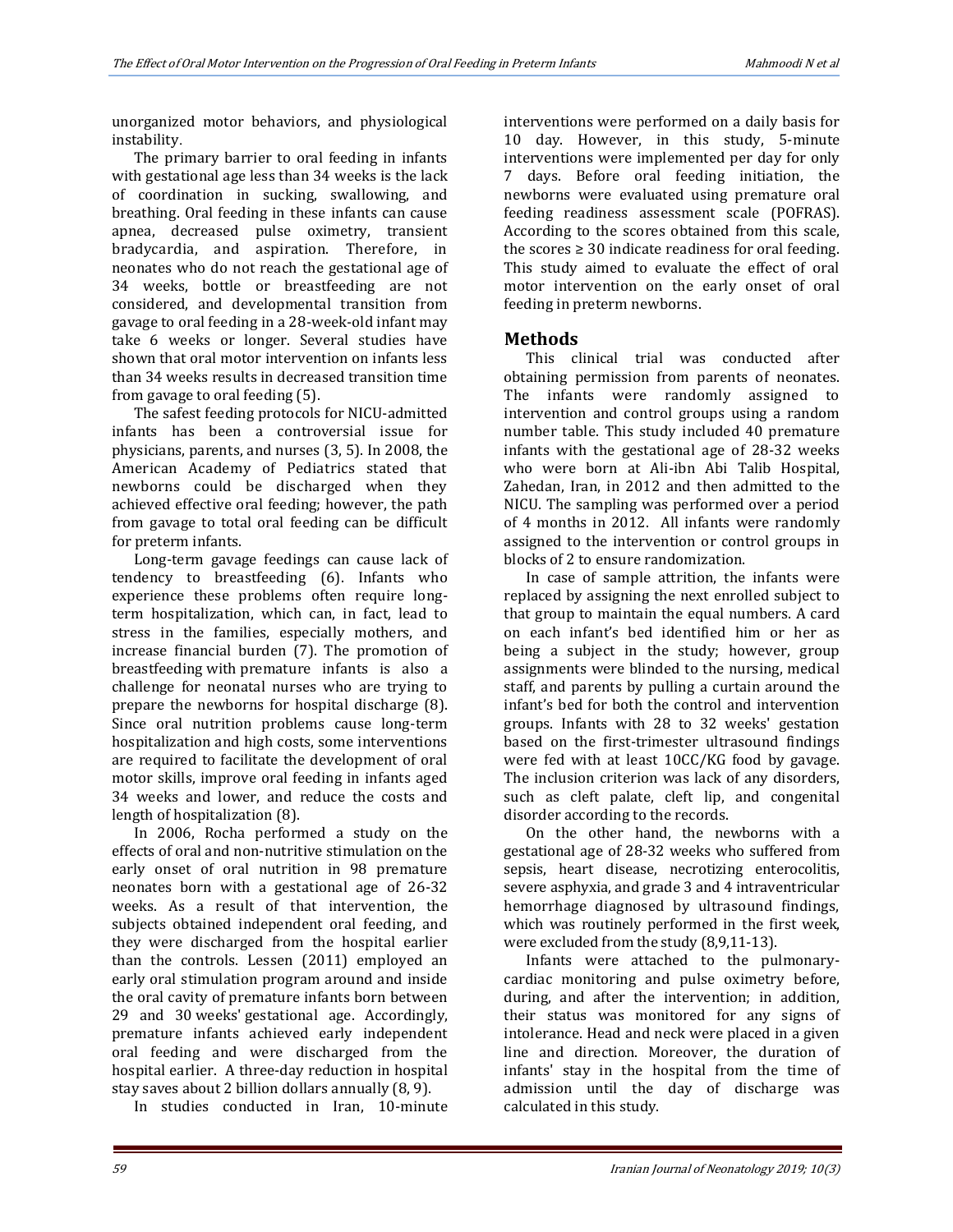unorganized motor behaviors, and physiological instability.

The primary barrier to oral feeding in infants with gestational age less than 34 weeks is the lack of coordination in sucking, swallowing, and breathing. Oral feeding in these infants can cause apnea, decreased pulse oximetry, transient bradycardia, and aspiration. Therefore, in neonates who do not reach the gestational age of 34 weeks, bottle or breastfeeding are not considered, and developmental transition from gavage to oral feeding in a 28-week-old infant may take 6 weeks or longer. Several studies have shown that oral motor intervention on infants less than 34 weeks results in decreased transition time from gavage to oral feeding (5).

The safest feeding protocols for NICU-admitted infants has been a controversial issue for physicians, parents, and nurses (3, 5). In 2008, the American Academy of Pediatrics stated that newborns could be discharged when they achieved effective oral feeding; however, the path from gavage to total oral feeding can be difficult for preterm infants.

Long-term gavage feedings can cause lack of tendency to breastfeeding (6). Infants who experience these problems often require long-term hospitalization, which can, in fact, lead to stress in the families, especially mothers, and increase financial burden (7). The promotion of breastfeeding with premature infants is also a challenge for neonatal nurses who are trying to prepare the newborns for hospital discharge (8). Since oral nutrition problems cause long-term hospitalization and high costs, some interventions are required to facilitate the development of oral motor skills, improve oral feeding in infants aged 34 weeks and lower, and reduce the costs and length of hospitalization (8).

In 2006, Rocha performed a study on the effects of oral and non-nutritive stimulation on the early onset of oral nutrition in 98 premature neonates born with a gestational age of 26-32 weeks. As a result of that intervention, the subjects obtained independent oral feeding, and they were discharged from the hospital earlier than the controls. Lessen (2011) employed an early oral stimulation program around and inside the oral cavity of premature infants born between 29 and 30 weeks' gestational age. Accordingly, premature infants achieved early independent oral feeding and were discharged from the hospital earlier. A three-day reduction in hospital stay saves about 2 billion dollars annually (8, 9).

In studies conducted in Iran, 10-minute interventions were performed on a daily basis for 10 day. However, in this study, 5-minute interventions were implemented per day for only 7 days. Before oral feeding initiation, the newborns were evaluated using premature oral feeding readiness assessment scale (POFRAS). According to the scores obtained from this scale, the scores ≥ 30 indicate readiness for oral feeding. This study aimed to evaluate the effect of oral motor intervention on the early onset of oral feeding in preterm newborns.

## Methods

This clinical trial was conducted after obtaining permission from parents of neonates. The infants were randomly assigned to intervention and control groups using a random number table. This study included 40 premature infants with the gestational age of 28-32 weeks who were born at Ali-ibn Abi Talib Hospital, Zahedan, Iran, in 2012 and then admitted to the NICU. The sampling was performed over a period of 4 months in 2012. All infants were randomly assigned to the intervention or control groups in blocks of 2 to ensure randomization.

In case of sample attrition, the infants were replaced by assigning the next enrolled subject to that group to maintain the equal numbers. A card on each infant's bed identified him or her as being a subject in the study; however, group assignments were blinded to the nursing, medical staff, and parents by pulling a curtain around the infant's bed for both the control and intervention groups. Infants with 28 to 32 weeks' gestation based on the first-trimester ultrasound findings were fed with at least 10CC/KG food by gavage. The inclusion criterion was lack of any disorders, such as cleft palate, cleft lip, and congenital disorder according to the records.

On the other hand, the newborns with a gestational age of 28-32 weeks who suffered from sepsis, heart disease, necrotizing enterocolitis, severe asphyxia, and grade 3 and 4 intraventricular hemorrhage diagnosed by ultrasound findings, which was routinely performed in the first week, were excluded from the study (8,9,11-13).

Infants were attached to the pulmonary-cardiac monitoring and pulse oximetry before, during, and after the intervention; in addition, their status was monitored for any signs of intolerance. Head and neck were placed in a given line and direction. Moreover, the duration of infants' stay in the hospital from the time of admission until the day of discharge was calculated in this study.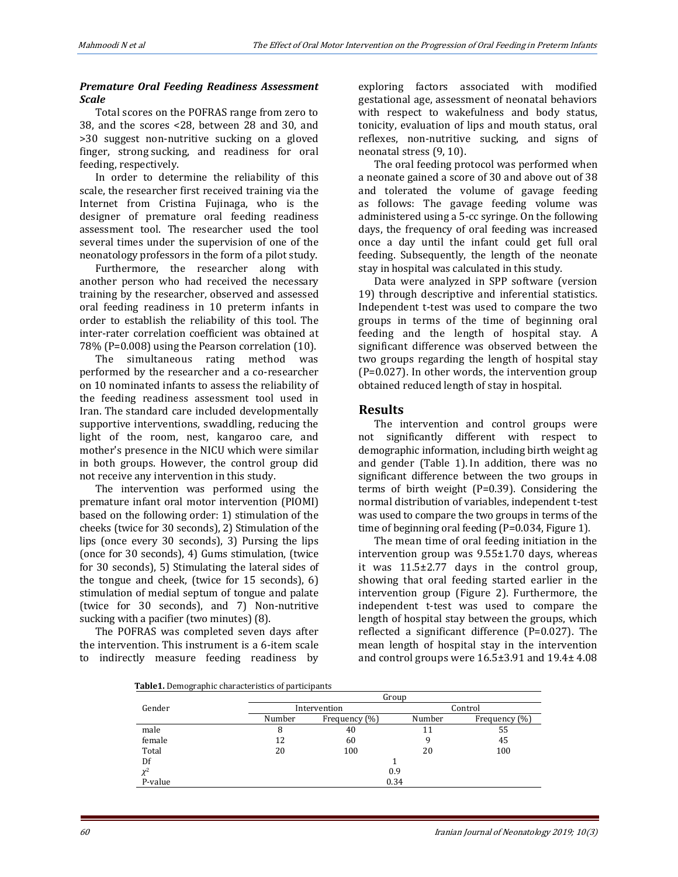### *Premature Oral Feeding Readiness Assessment Scale*

Total scores on the POFRAS range from zero to 38, and the scores <28, between 28 and 30, and >30 suggest non-nutritive sucking on a gloved finger, strong sucking, and readiness for oral feeding, respectively.

In order to determine the reliability of this scale, the researcher first received training via the Internet from Cristina Fujinaga, who is the designer of premature oral feeding readiness assessment tool. The researcher used the tool several times under the supervision of one of the neonatology professors in the form of a pilot study.

Furthermore, the researcher along with another person who had received the necessary training by the researcher, observed and assessed oral feeding readiness in 10 preterm infants in order to establish the reliability of this tool. The inter-rater correlation coefficient was obtained at 78% (P=0.008) using the Pearson correlation (10).

The simultaneous rating method was performed by the researcher and a co-researcher on 10 nominated infants to assess the reliability of the feeding readiness assessment tool used in Iran. The standard care included developmentally supportive interventions, swaddling, reducing the light of the room, nest, kangaroo care, and mother's presence in the NICU which were similar in both groups. However, the control group did not receive any intervention in this study.

The intervention was performed using the premature infant oral motor intervention (PIOMI) based on the following order: 1) stimulation of the cheeks (twice for 30 seconds), 2) Stimulation of the lips (once every 30 seconds), 3) Pursing the lips (once for 30 seconds), 4) Gums stimulation, (twice for 30 seconds), 5) Stimulating the lateral sides of the tongue and cheek, (twice for 15 seconds), 6) stimulation of medial septum of tongue and palate (twice for 30 seconds), and 7) Non-nutritive sucking with a pacifier (two minutes) (8).

The POFRAS was completed seven days after the intervention. This instrument is a 6-item scale to indirectly measure feeding readiness by exploring factors associated with modified gestational age, assessment of neonatal behaviors with respect to wakefulness and body status, tonicity, evaluation of lips and mouth status, oral reflexes, non-nutritive sucking, and signs of neonatal stress (9, 10).

The oral feeding protocol was performed when a neonate gained a score of 30 and above out of 38 and tolerated the volume of gavage feeding as follows: The gavage feeding volume was administered using a 5-cc syringe. On the following days, the frequency of oral feeding was increased once a day until the infant could get full oral feeding. Subsequently, the length of the neonate stay in hospital was calculated in this study.

Data were analyzed in SPP software (version 19) through descriptive and inferential statistics. Independent t-test was used to compare the two groups in terms of the time of beginning oral feeding and the length of hospital stay. A significant difference was observed between the two groups regarding the length of hospital stay (P=0.027). In other words, the intervention group obtained reduced length of stay in hospital.

## Results

The intervention and control groups were not significantly different with respect to demographic information, including birth weight ag and gender (Table 1). In addition, there was no significant difference between the two groups in terms of birth weight (P=0.39). Considering the normal distribution of variables, independent t-test was used to compare the two groups in terms of the time of beginning oral feeding (P=0.034, Figure 1).

The mean time of oral feeding initiation in the intervention group was 9.55±1.70 days, whereas it was 11.5±2.77 days in the control group, showing that oral feeding started earlier in the intervention group (Figure 2). Furthermore, the independent t-test was used to compare the length of hospital stay between the groups, which reflected a significant difference (P=0.027). The mean length of hospital stay in the intervention and control groups were 16.5±3.91 and 19.4± 4.08

**Table1.** Demographic characteristics of participants

| Gender | Group | | | |
|---|---|---|---|---|
| | Intervention | | Control | |
| | Number | Frequency (%) | Number | Frequency (%) |
| male | 8 | 40 | 11 | 55 |
| female | 12 | 60 | 9 | 45 |
| Total | 20 | 100 | 20 | 100 |
| Df | 1 | | | |
| $\chi^2$ | 0.9 | | | |
| P-value | 0.34 | | | |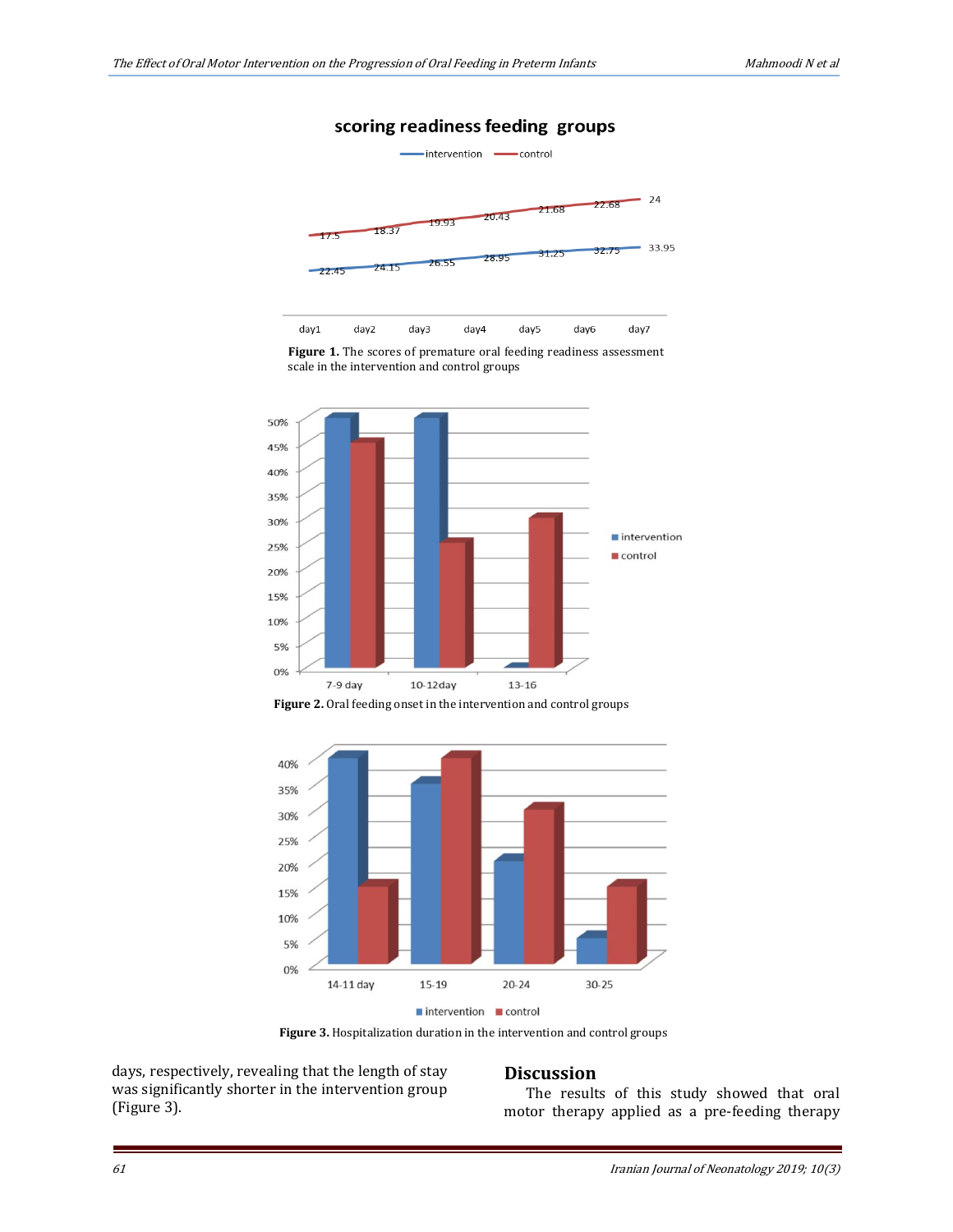Figure 1. The scores of premature oral feeding readiness assessment scale in the intervention and control groups

Figure 2. Oral feeding onset in the intervention and control groups

Figure 3. Hospitalization duration in the intervention and control groups

days, respectively, revealing that the length of stay was significantly shorter in the intervention group (Figure 3).

## Discussion

The results of this study showed that oral motor therapy applied as a pre-feeding therapy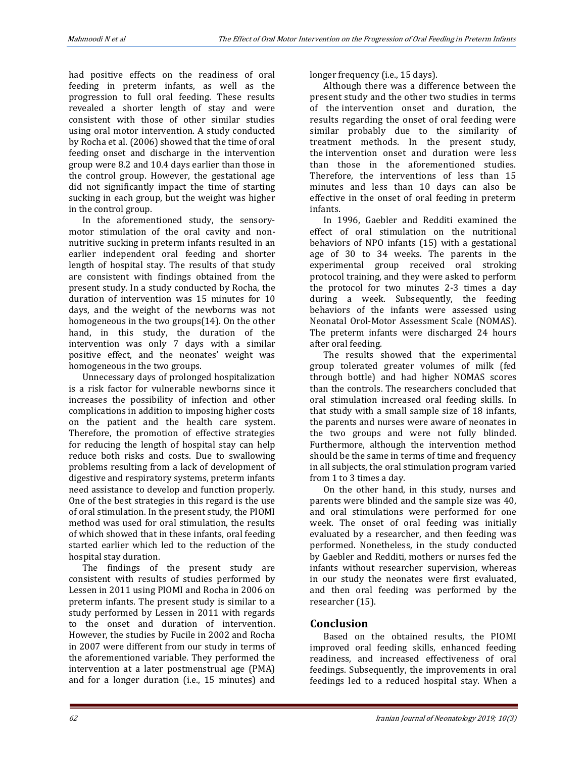had positive effects on the readiness of oral feeding in preterm infants, as well as the progression to full oral feeding. These results revealed a shorter length of stay and were consistent with those of other similar studies using oral motor intervention. A study conducted by Rocha et al. (2006) showed that the time of oral feeding onset and discharge in the intervention group were 8.2 and 10.4 days earlier than those in the control group. However, the gestational age did not significantly impact the time of starting sucking in each group, but the weight was higher in the control group.

In the aforementioned study, the sensory-motor stimulation of the oral cavity and non-nutritive sucking in preterm infants resulted in an earlier independent oral feeding and shorter length of hospital stay. The results of that study are consistent with findings obtained from the present study. In a study conducted by Rocha, the duration of intervention was 15 minutes for 10 days, and the weight of the newborns was not homogeneous in the two groups(14). On the other hand, in this study, the duration of the intervention was only 7 days with a similar positive effect, and the neonates' weight was homogeneous in the two groups.

Unnecessary days of prolonged hospitalization is a risk factor for vulnerable newborns since it increases the possibility of infection and other complications in addition to imposing higher costs on the patient and the health care system. Therefore, the promotion of effective strategies for reducing the length of hospital stay can help reduce both risks and costs. Due to swallowing problems resulting from a lack of development of digestive and respiratory systems, preterm infants need assistance to develop and function properly. One of the best strategies in this regard is the use of oral stimulation. In the present study, the PIOMI method was used for oral stimulation, the results of which showed that in these infants, oral feeding started earlier which led to the reduction of the hospital stay duration.

The findings of the present study are consistent with results of studies performed by Lessen in 2011 using PIOMI and Rocha in 2006 on preterm infants. The present study is similar to a study performed by Lessen in 2011 with regards to the onset and duration of intervention. However, the studies by Fucile in 2002 and Rocha in 2007 were different from our study in terms of the aforementioned variable. They performed the intervention at a later postmenstrual age (PMA) and for a longer duration (i.e., 15 minutes) and longer frequency (i.e., 15 days).

Although there was a difference between the present study and the other two studies in terms of the intervention onset and duration, the results regarding the onset of oral feeding were similar probably due to the similarity of treatment methods. In the present study, the intervention onset and duration were less than those in the aforementioned studies. Therefore, the interventions of less than 15 minutes and less than 10 days can also be effective in the onset of oral feeding in preterm infants.

In 1996, Gaebler and Redditi examined the effect of oral stimulation on the nutritional behaviors of NPO infants (15) with a gestational age of 30 to 34 weeks. The parents in the experimental group received oral stroking protocol training, and they were asked to perform the protocol for two minutes 2-3 times a day during a week. Subsequently, the feeding behaviors of the infants were assessed using Neonatal Orol-Motor Assessment Scale (NOMAS). The preterm infants were discharged 24 hours after oral feeding.

The results showed that the experimental group tolerated greater volumes of milk (fed through bottle) and had higher NOMAS scores than the controls. The researchers concluded that oral stimulation increased oral feeding skills. In that study with a small sample size of 18 infants, the parents and nurses were aware of neonates in the two groups and were not fully blinded. Furthermore, although the intervention method should be the same in terms of time and frequency in all subjects, the oral stimulation program varied from 1 to 3 times a day.

On the other hand, in this study, nurses and parents were blinded and the sample size was 40, and oral stimulations were performed for one week. The onset of oral feeding was initially evaluated by a researcher, and then feeding was performed. Nonetheless, in the study conducted by Gaebler and Redditi, mothers or nurses fed the infants without researcher supervision, whereas in our study the neonates were first evaluated, and then oral feeding was performed by the researcher (15).

## Conclusion

Based on the obtained results, the PIOMI improved oral feeding skills, enhanced feeding readiness, and increased effectiveness of oral feedings. Subsequently, the improvements in oral feedings led to a reduced hospital stay. When a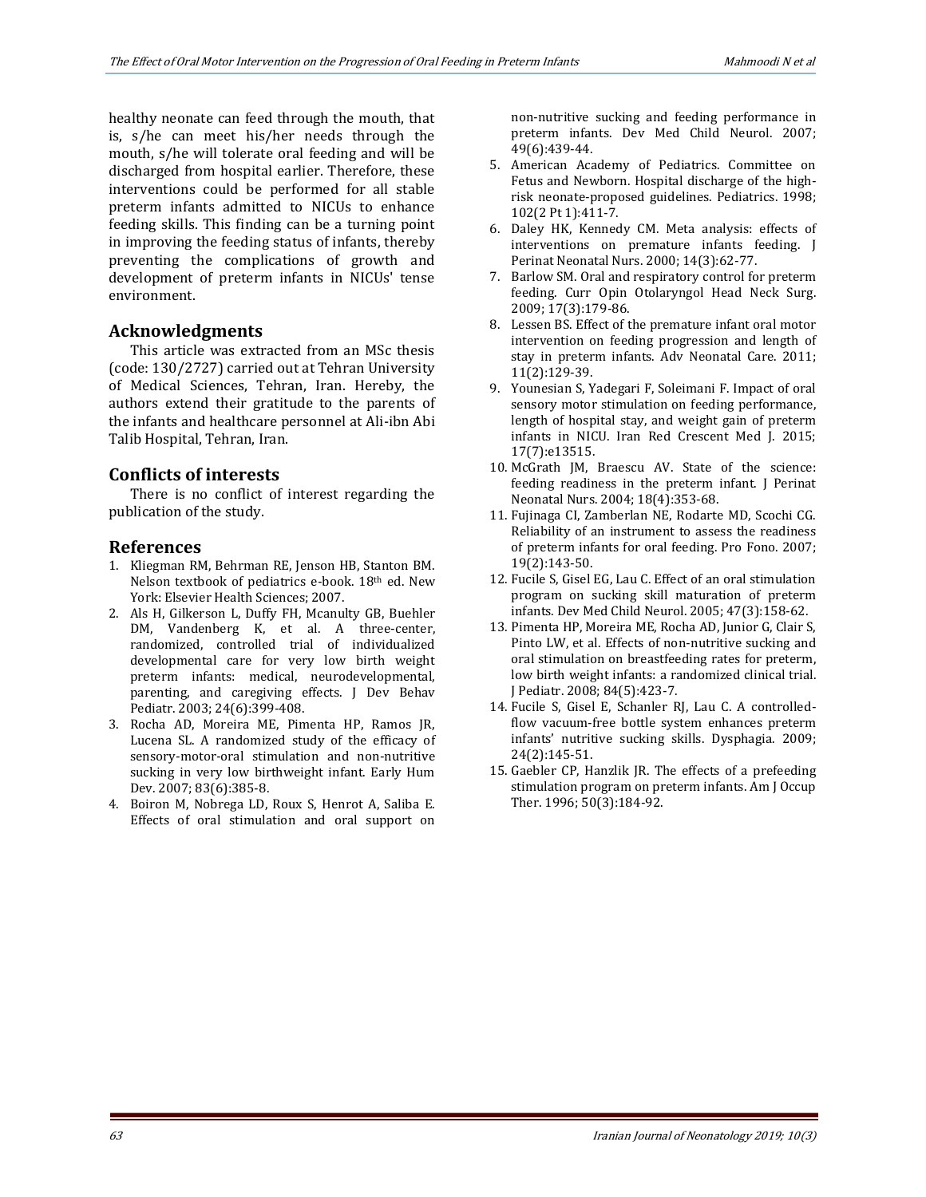healthy neonate can feed through the mouth, that is, s/he can meet his/her needs through the mouth, s/he will tolerate oral feeding and will be discharged from hospital earlier. Therefore, these interventions could be performed for all stable preterm infants admitted to NICUs to enhance feeding skills. This finding can be a turning point in improving the feeding status of infants, thereby preventing the complications of growth and development of preterm infants in NICUs' tense environment.

## Acknowledgments

This article was extracted from an MSc thesis (code: 130/2727) carried out at Tehran University of Medical Sciences, Tehran, Iran. Hereby, the authors extend their gratitude to the parents of the infants and healthcare personnel at Ali-ibn Abi Talib Hospital, Tehran, Iran.

## Conflicts of interests

There is no conflict of interest regarding the publication of the study.

## References

1. Kliegman RM, Behrman RE, Jenson HB, Stanton BM. Nelson textbook of pediatrics e-book. 18th ed. New York: Elsevier Health Sciences; 2007.
2. Als H, Gilkerson L, Duffy FH, Mcanulty GB, Buehler DM, Vandenberg K, et al. A three-center, randomized, controlled trial of individualized developmental care for very low birth weight preterm infants: medical, neurodevelopmental, parenting, and caregiving effects. J Dev Behav Pediatr. 2003; 24(6):399-408.
3. Rocha AD, Moreira ME, Pimenta HP, Ramos JR, Lucena SL. A randomized study of the efficacy of sensory-motor-oral stimulation and non-nutritive sucking in very low birthweight infant. Early Hum Dev. 2007; 83(6):385-8.
4. Boiron M, Nobrega LD, Roux S, Henrot A, Saliba E. Effects of oral stimulation and oral support on non-nutritive sucking and feeding performance in preterm infants. Dev Med Child Neurol. 2007; 49(6):439-44.
5. American Academy of Pediatrics. Committee on Fetus and Newborn. Hospital discharge of the high-risk neonate-proposed guidelines. Pediatrics. 1998; 102(2 Pt 1):411-7.
6. Daley HK, Kennedy CM. Meta analysis: effects of interventions on premature infants feeding. J Perinat Neonatal Nurs. 2000; 14(3):62-77.
7. Barlow SM. Oral and respiratory control for preterm feeding. Curr Opin Otolaryngol Head Neck Surg. 2009; 17(3):179-86.
8. Lessen BS. Effect of the premature infant oral motor intervention on feeding progression and length of stay in preterm infants. Adv Neonatal Care. 2011; 11(2):129-39.
9. Younesian S, Yadegari F, Soleimani F. Impact of oral sensory motor stimulation on feeding performance, length of hospital stay, and weight gain of preterm infants in NICU. Iran Red Crescent Med J. 2015; 17(7):e13515.
10. McGrath JM, Braescu AV. State of the science: feeding readiness in the preterm infant. J Perinat Neonatal Nurs. 2004; 18(4):353-68.
11. Fujinaga CI, Zamberlan NE, Rodarte MD, Scochi CG. Reliability of an instrument to assess the readiness of preterm infants for oral feeding. Pro Fono. 2007; 19(2):143-50.
12. Fucile S, Gisel EG, Lau C. Effect of an oral stimulation program on sucking skill maturation of preterm infants. Dev Med Child Neurol. 2005; 47(3):158-62.
13. Pimenta HP, Moreira ME, Rocha AD, Junior G, Clair S, Pinto LW, et al. Effects of non-nutritive sucking and oral stimulation on breastfeeding rates for preterm, low birth weight infants: a randomized clinical trial. J Pediatr. 2008; 84(5):423-7.
14. Fucile S, Gisel E, Schanler RJ, Lau C. A controlled-flow vacuum-free bottle system enhances preterm infants' nutritive sucking skills. Dysphagia. 2009; 24(2):145-51.
15. Gaebler CP, Hanzlik JR. The effects of a prefeeding stimulation program on preterm infants. Am J Occup Ther. 1996; 50(3):184-92.